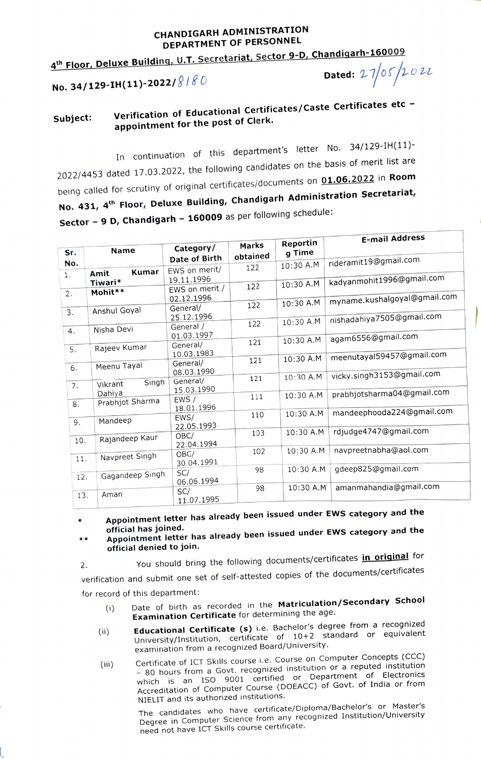**CHANDIGARH ADMINISTRATION**
**DEPARTMENT OF PERSONNEL**

**4th Floor, Deluxe Building, U.T. Secretariat, Sector 9-D, Chandigarh-160009**

**No. 34/129-IH(11)-2022/**8180 **Dated:** 27/05/2022

**Subject:** **Verification of Educational Certificates/Caste Certificates etc – appointment for the post of Clerk.**

In continuation of this department's letter No. 34/129-IH(11)-2022/4453 dated 17.03.2022, the following candidates on the basis of merit list are being called for scrutiny of original certificates/documents on **01.06.2022** in **Room No. 431, 4th Floor, Deluxe Building, Chandigarh Administration Secretariat, Sector – 9 D, Chandigarh – 160009** as per following schedule:

| Sr. No. | Name | Category/ Date of Birth | Marks obtained | Reporting Time | E-mail Address |
|---|---|---|---|---|---|
| 1. | Amit Kumar Tiwari* | EWS on merit/ 19.11.1996 | 122 | 10:30 A.M | rideramit19@gmail.com |
| 2. | Mohit** | EWS on merit / 02.12.1996 | 122 | 10:30 A.M | kadyanmohit1996@gmail.com |
| 3. | Anshul Goyal | General/ 25.12.1996 | 122 | 10:30 A.M | myname.kushalgoyal@gmail.com |
| 4. | Nisha Devi | General / 01.03.1997 | 122 | 10:30 A.M | nishadahiya7505@gmail.com |
| 5. | Rajeev Kumar | General/ 10.03.1983 | 121 | 10:30 A.M | agam6556@gmail.com |
| 6. | Meenu Tayal | General/ 08.03.1990 | 121 | 10:30 A.M | meenutayal59457@gmail.com |
| 7. | Vikrant Singh Dahiya | General/ 15.03.1990 | 121 | 10:30 A.M | vicky.singh3153@gmail.com |
| 8. | Prabhjot Sharma | EWS / 18.01.1996 | 111 | 10:30 A.M | prabhjotsharma04@gmail.com |
| 9. | Mandeep | EWS/ 22.05.1993 | 110 | 10:30 A.M | mandeephooda224@gmail.com |
| 10. | Rajandeep Kaur | OBC/ 22.04.1994 | 103 | 10:30 A.M | rdjudge4747@gmail.com |
| 11. | Navpreet Singh | OBC/ 30.04.1991 | 102 | 10:30 A.M | navpreetnabha@aol.com |
| 12. | Gagandeep Singh | SC/ 06.06.1994 | 98 | 10:30 A.M | gdeep825@gmail.com |
| 13. | Aman | SC/ 11.07.1995 | 98 | 10:30 A.M | amanmahandia@gmail.com |

\* **Appointment letter has already been issued under EWS category and the official has joined.**

\*\* **Appointment letter has already been issued under EWS category and the official denied to join.**

2. You should bring the following documents/certificates **in original** for verification and submit one set of self-attested copies of the documents/certificates for record of this department:

(i) Date of birth as recorded in the **Matriculation/Secondary School Examination Certificate** for determining the age.

(ii) **Educational Certificate (s)** i.e. Bachelor's degree from a recognized University/Institution, certificate of 10+2 standard or equivalent examination from a recognized Board/University.

(iii) Certificate of ICT Skills course i.e. Course on Computer Concepts (CCC) – 80 hours from a Govt. recognized institution or a reputed institution which is an ISO 9001 certified or Department of Electronics Accreditation of Computer Course (DOEACC) of Govt. of India or from NIELIT and its authorized institutions.

The candidates who have certificate/Diploma/Bachelor's or Master's Degree in Computer Science from any recognized Institution/University need not have ICT Skills course certificate.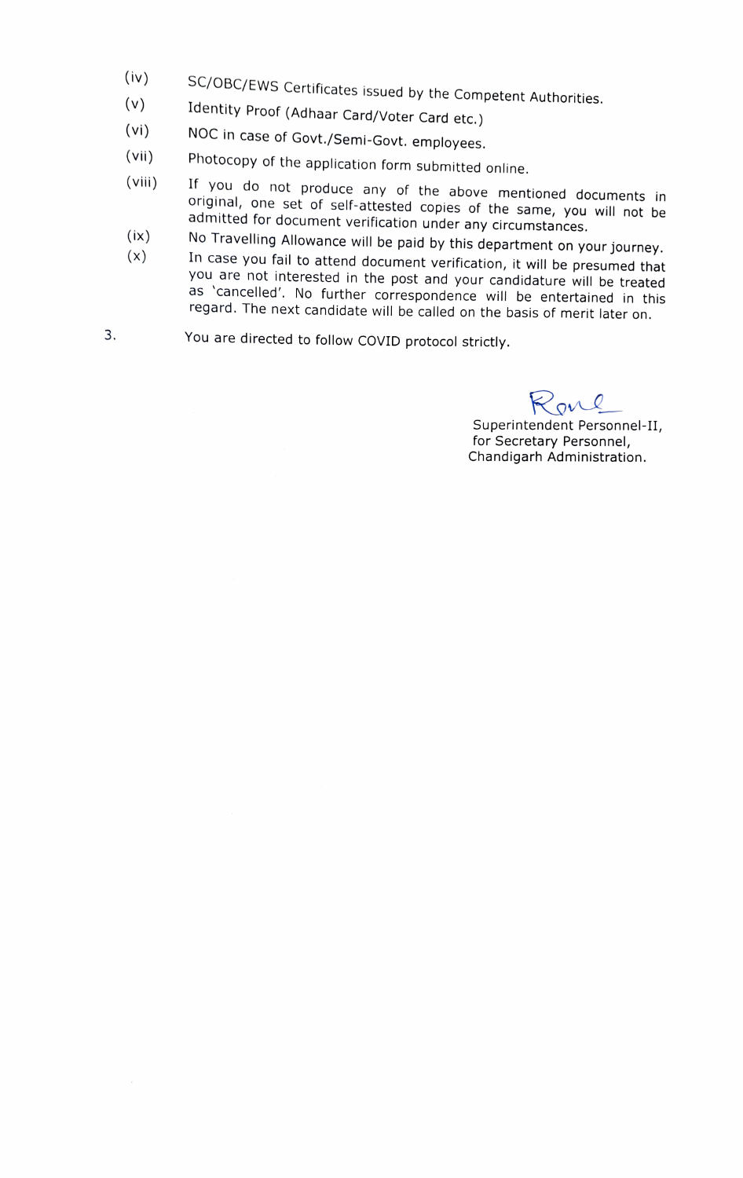(iv) SC/OBC/EWS Certificates issued by the Competent Authorities.

(v) Identity Proof (Adhaar Card/Voter Card etc.)

(vi) NOC in case of Govt./Semi-Govt. employees.

(vii) Photocopy of the application form submitted online.

(viii) If you do not produce any of the above mentioned documents in original, one set of self-attested copies of the same, you will not be admitted for document verification under any circumstances.

(ix) No Travelling Allowance will be paid by this department on your journey.

(x) In case you fail to attend document verification, it will be presumed that you are not interested in the post and your candidature will be treated as 'cancelled'. No further correspondence will be entertained in this regard. The next candidate will be called on the basis of merit later on.

3. You are directed to follow COVID protocol strictly.

Superintendent Personnel-II,
for Secretary Personnel,
Chandigarh Administration.